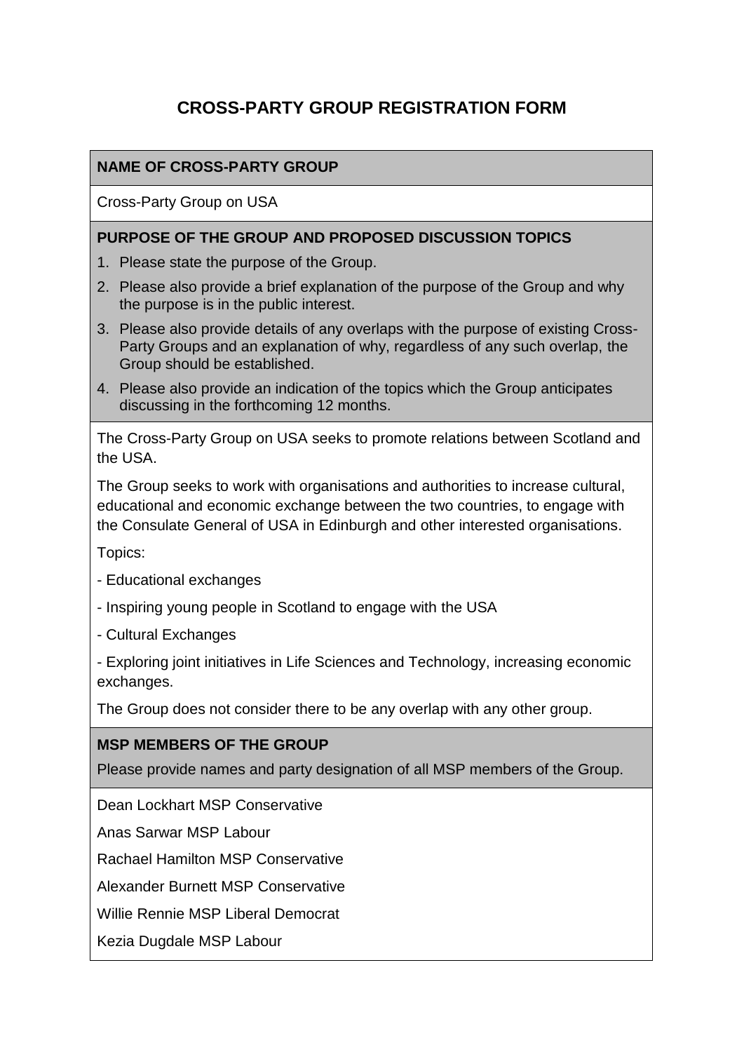# CROSS-PARTY GROUP REGISTRATION FORM

**NAME OF CROSS-PARTY GROUP**

Cross-Party Group on USA

**PURPOSE OF THE GROUP AND PROPOSED DISCUSSION TOPICS**

1. Please state the purpose of the Group.
2. Please also provide a brief explanation of the purpose of the Group and why the purpose is in the public interest.
3. Please also provide details of any overlaps with the purpose of existing Cross-Party Groups and an explanation of why, regardless of any such overlap, the Group should be established.
4. Please also provide an indication of the topics which the Group anticipates discussing in the forthcoming 12 months.

The Cross-Party Group on USA seeks to promote relations between Scotland and the USA.

The Group seeks to work with organisations and authorities to increase cultural, educational and economic exchange between the two countries, to engage with the Consulate General of USA in Edinburgh and other interested organisations.

Topics:

- Educational exchanges
- Inspiring young people in Scotland to engage with the USA
- Cultural Exchanges
- Exploring joint initiatives in Life Sciences and Technology, increasing economic exchanges.

The Group does not consider there to be any overlap with any other group.

**MSP MEMBERS OF THE GROUP**

Please provide names and party designation of all MSP members of the Group.

Dean Lockhart MSP Conservative

Anas Sarwar MSP Labour

Rachael Hamilton MSP Conservative

Alexander Burnett MSP Conservative

Willie Rennie MSP Liberal Democrat

Kezia Dugdale MSP Labour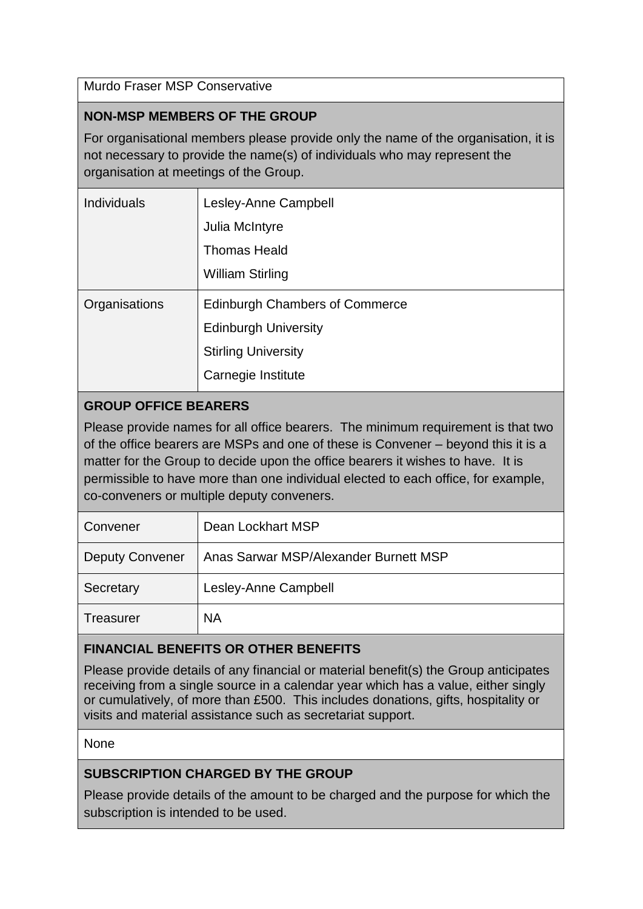Murdo Fraser MSP Conservative

**NON-MSP MEMBERS OF THE GROUP**

For organisational members please provide only the name of the organisation, it is not necessary to provide the name(s) of individuals who may represent the organisation at meetings of the Group.

| | |
|---|---|
| Individuals | Lesley-Anne Campbell<br>Julia McIntyre<br>Thomas Heald<br>William Stirling |
| Organisations | Edinburgh Chambers of Commerce<br>Edinburgh University<br>Stirling University<br>Carnegie Institute |

**GROUP OFFICE BEARERS**

Please provide names for all office bearers. The minimum requirement is that two of the office bearers are MSPs and one of these is Convener – beyond this it is a matter for the Group to decide upon the office bearers it wishes to have. It is permissible to have more than one individual elected to each office, for example, co-conveners or multiple deputy conveners.

| | |
|---|---|
| Convener | Dean Lockhart MSP |
| Deputy Convener | Anas Sarwar MSP/Alexander Burnett MSP |
| Secretary | Lesley-Anne Campbell |
| Treasurer | NA |

**FINANCIAL BENEFITS OR OTHER BENEFITS**

Please provide details of any financial or material benefit(s) the Group anticipates receiving from a single source in a calendar year which has a value, either singly or cumulatively, of more than £500. This includes donations, gifts, hospitality or visits and material assistance such as secretariat support.

None

**SUBSCRIPTION CHARGED BY THE GROUP**

Please provide details of the amount to be charged and the purpose for which the subscription is intended to be used.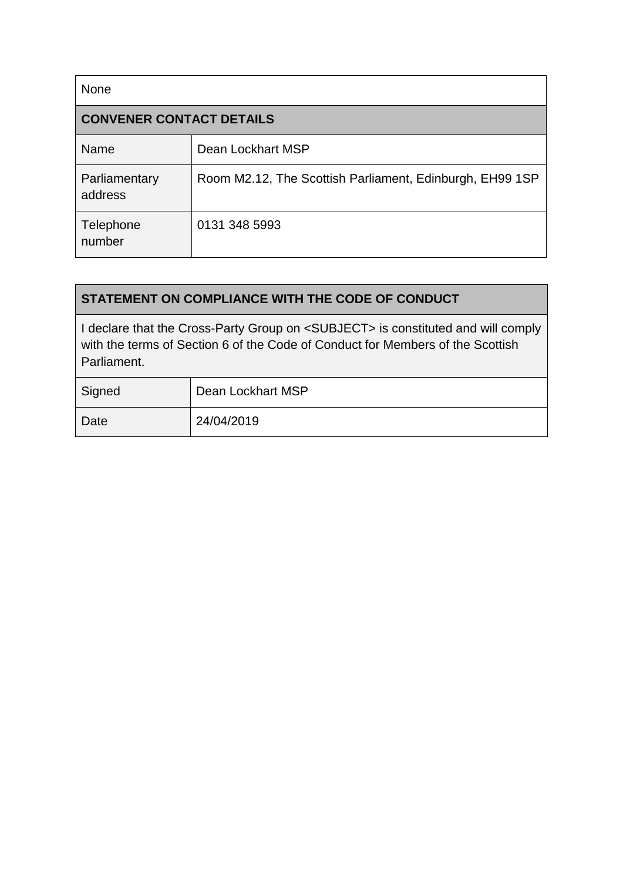| None | |
|---|---|
| **CONVENER CONTACT DETAILS** | |
| Name | Dean Lockhart MSP |
| Parliamentary address | Room M2.12, The Scottish Parliament, Edinburgh, EH99 1SP |
| Telephone number | 0131 348 5993 |

| **STATEMENT ON COMPLIANCE WITH THE CODE OF CONDUCT** | |
|---|---|
| I declare that the Cross-Party Group on <SUBJECT> is constituted and will comply with the terms of Section 6 of the Code of Conduct for Members of the Scottish Parliament. | |
| Signed | Dean Lockhart MSP |
| Date | 24/04/2019 |